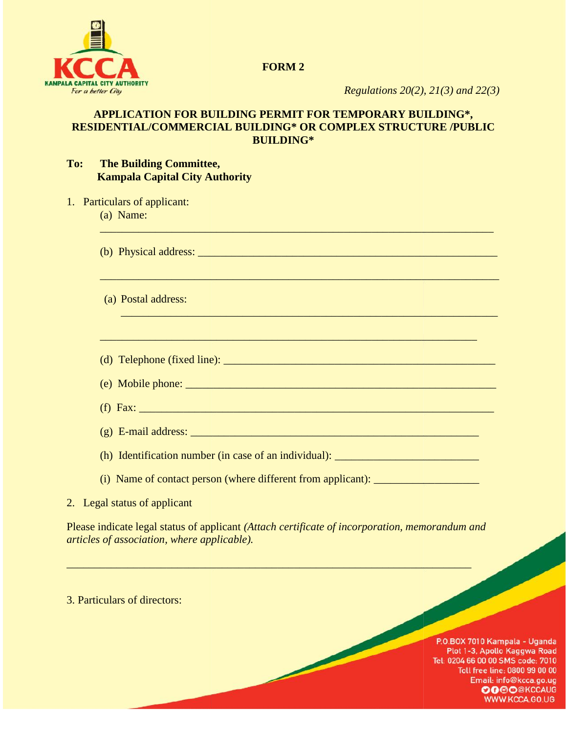**FORM 2**

*Regulations 20(2), 21(3) and 22(3)*

## APPLICATION FOR BUILDING PERMIT FOR TEMPORARY BUILDING*, RESIDENTIAL/COMMERCIAL BUILDING* OR COMPLEX STRUCTURE /PUBLIC BUILDING*

**To: The Building Committee,**
**Kampala Capital City Authority**

1. Particulars of applicant:
   (a) Name:
   ______________________________________________________________________

   (b) Physical address: ______________________________________________________

   ______________________________________________________________________

   (a) Postal address:
   ______________________________________________________________________

   ______________________________________________________________________

   (d) Telephone (fixed line): ___________________________________________

   (e) Mobile phone: _________________________________________________

   (f) Fax: ________________________________________________________

   (g) E-mail address: ______________________________________________

   (h) Identification number (in case of an individual): _______________________

   (i) Name of contact person (where different from applicant): __________________

2. Legal status of applicant

Please indicate legal status of applicant *(Attach certificate of incorporation, memorandum and articles of association, where applicable).*

______________________________________________________________________

3. Particulars of directors: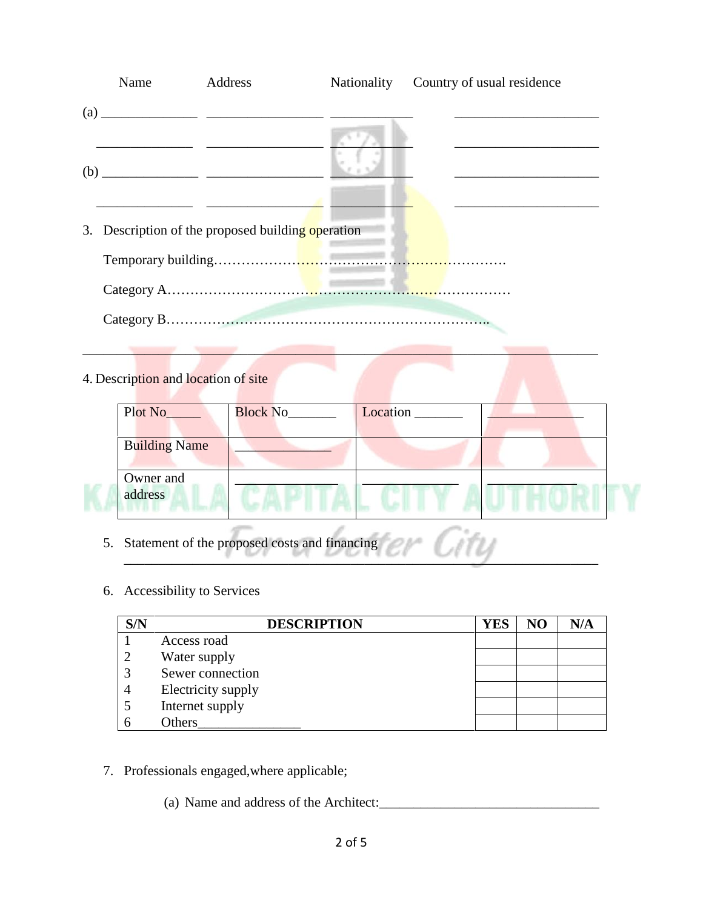| | Name | Address | Nationality | Country of usual residence |
|---|---|---|---|---|
| (a) | ______________ | _________________ | ____________ | _____________________ |
| | ______________ | _________________ | ____________ | _____________________ |
| (b) | ______________ | _________________ | ____________ | _____________________ |
| | ______________ | _________________ | ____________ | _____________________ |

3. Description of the proposed building operation

   Temporary building………………………………………………………….

   Category A……………………………………………………………………

   Category B…………………………………………………………….

___________________________________________________________________________

4. Description and location of site

| Plot No_____ | Block No_______ | Location _______ | ______________ |
|---|---|---|---|
| Building Name | ______________ | | |
| Owner and address | ______________ | ______________ | ______________ |

5. Statement of the proposed costs and financing
   ___________________________________________________________________________

6. Accessibility to Services

| S/N | DESCRIPTION | YES | NO | N/A |
|---|---|---|---|---|
| 1 | Access road | | | |
| 2 | Water supply | | | |
| 3 | Sewer connection | | | |
| 4 | Electricity supply | | | |
| 5 | Internet supply | | | |
| 6 | Others_______________ | | | |

7. Professionals engaged,where applicable;

   (a) Name and address of the Architect:________________________________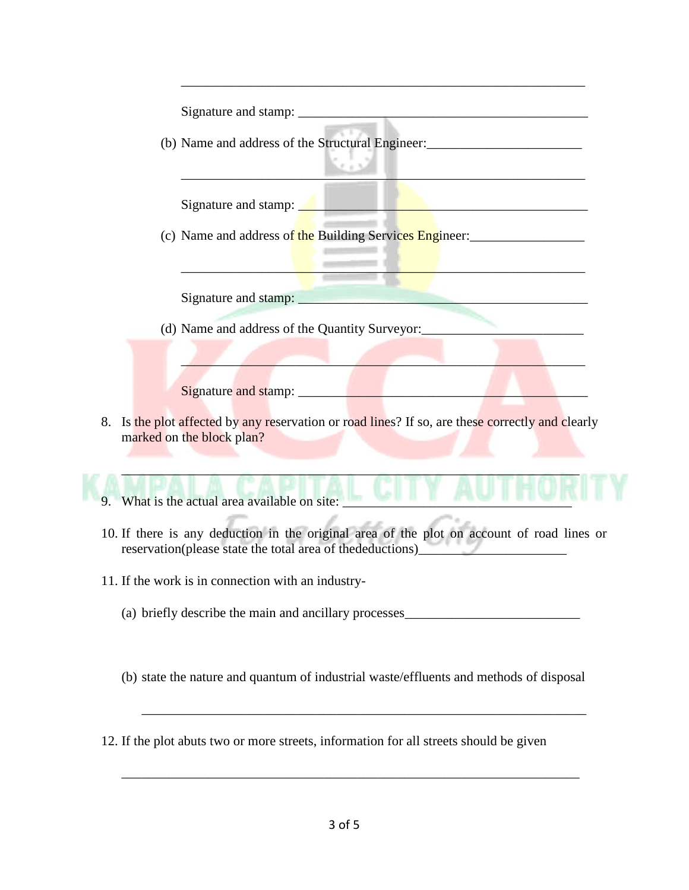___________________________________________________________

Signature and stamp: ____________________________________________

(b) Name and address of the Structural Engineer:_______________________

___________________________________________________________

Signature and stamp: ____________________________________________

(c) Name and address of the Building Services Engineer:_________________

___________________________________________________________

Signature and stamp: ____________________________________________

(d) Name and address of the Quantity Surveyor:_______________________

___________________________________________________________

Signature and stamp: ____________________________________________

8. Is the plot affected by any reservation or road lines? If so, are these correctly and clearly marked on the block plan?

   ___________________________________________________________

9. What is the actual area available on site: ________________________________

10. If there is any deduction in the original area of the plot on account of road lines or reservation(please state the total area of thedeductions)______________________

11. If the work is in connection with an industry-

    (a) briefly describe the main and ancillary processes__________________________

    (b) state the nature and quantum of industrial waste/effluents and methods of disposal

    ___________________________________________________________

12. If the plot abuts two or more streets, information for all streets should be given

    ___________________________________________________________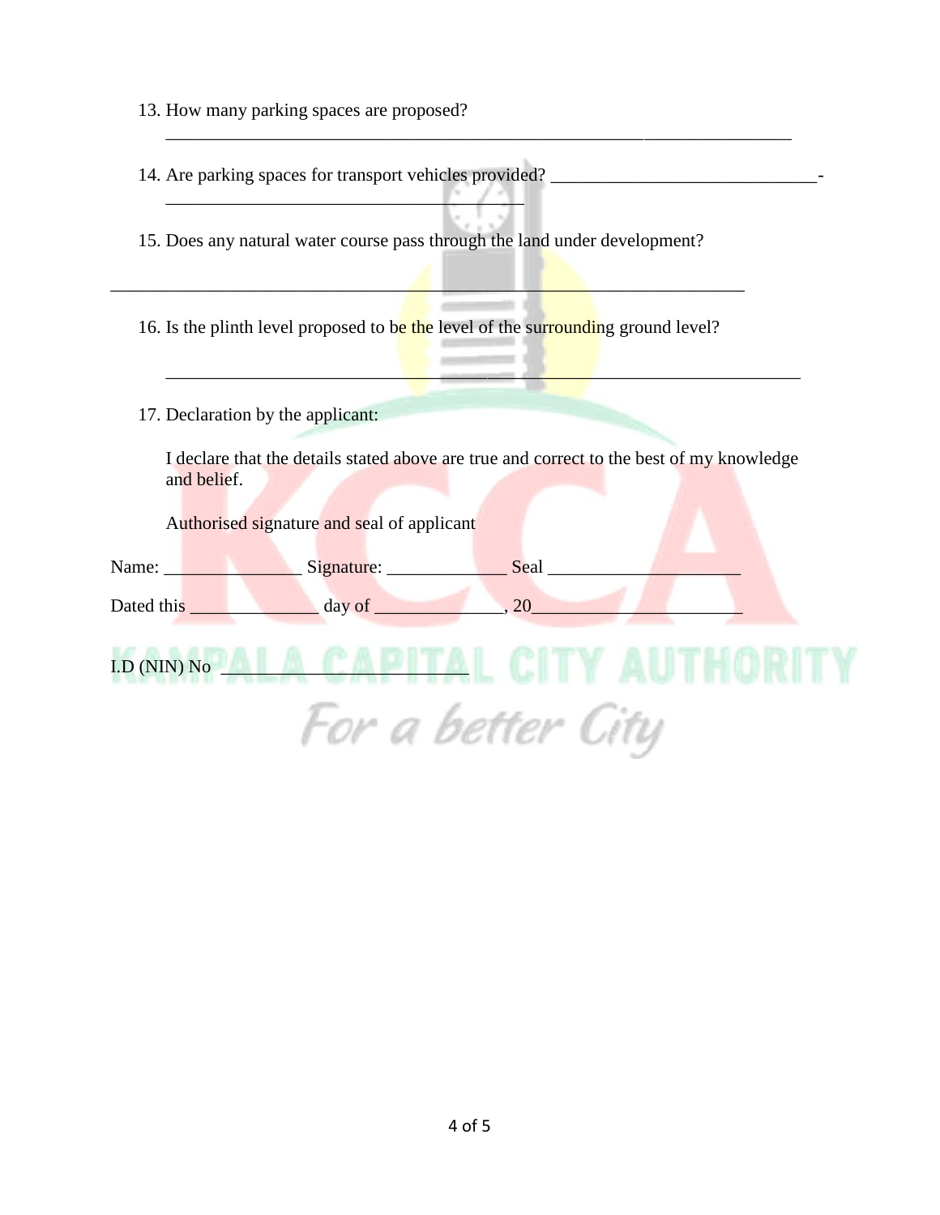13. How many parking spaces are proposed?

    ________________________________________________________________________

14. Are parking spaces for transport vehicles provided? ______________________________-
    _________________________________________

15. Does any natural water course pass through the land under development?

________________________________________________________________________

16. Is the plinth level proposed to be the level of the surrounding ground level?

    ________________________________________________________________________

17. Declaration by the applicant:

    I declare that the details stated above are true and correct to the best of my knowledge and belief.

    Authorised signature and seal of applicant

Name: _______________ Signature: _____________ Seal ______________________

Dated this ______________ day of ______________, 20_______________________

I.D (NIN) No ____________________________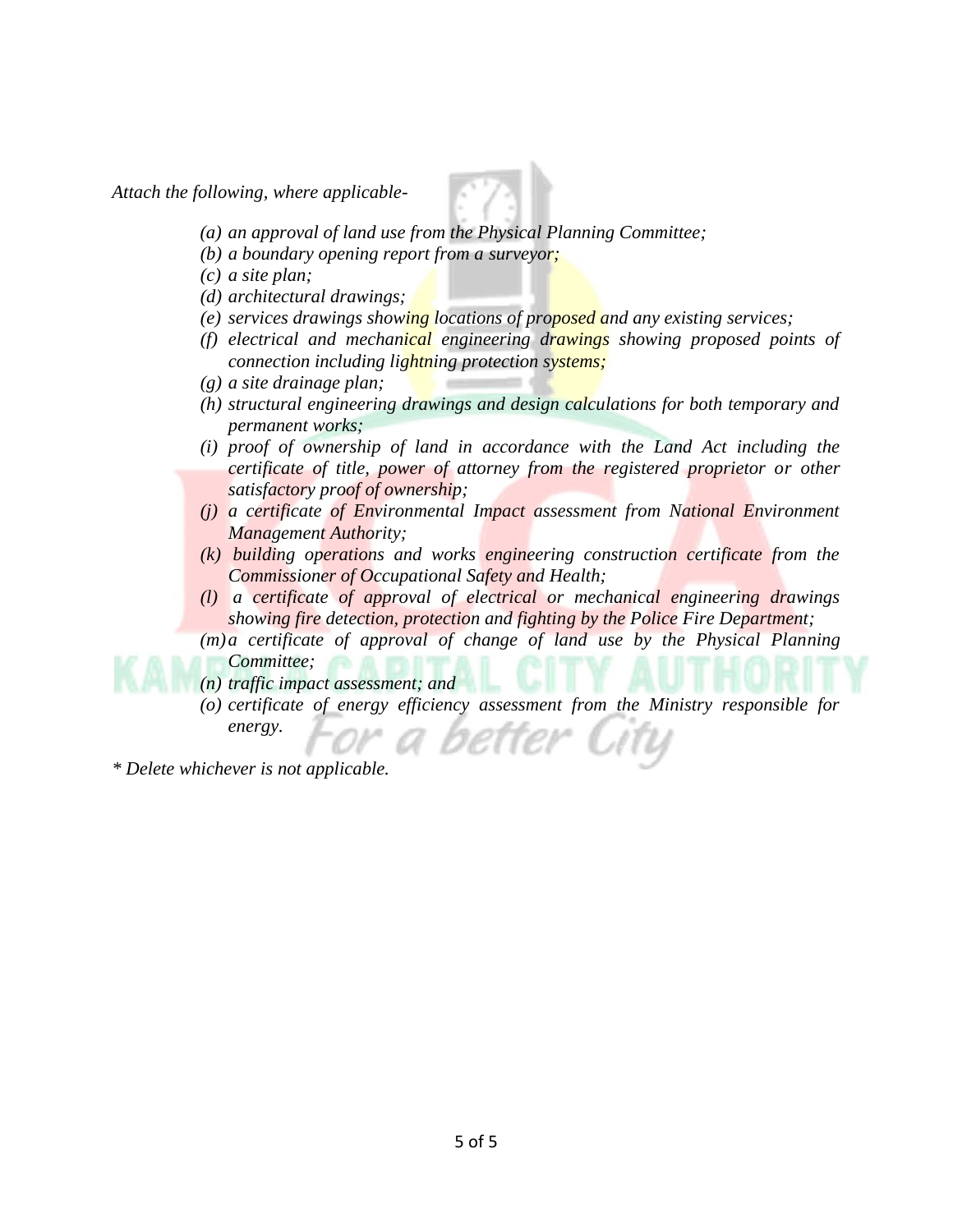*Attach the following, where applicable-*

- *(a) an approval of land use from the Physical Planning Committee;*
- *(b) a boundary opening report from a surveyor;*
- *(c) a site plan;*
- *(d) architectural drawings;*
- *(e) services drawings showing locations of proposed and any existing services;*
- *(f) electrical and mechanical engineering drawings showing proposed points of connection including lightning protection systems;*
- *(g) a site drainage plan;*
- *(h) structural engineering drawings and design calculations for both temporary and permanent works;*
- *(i) proof of ownership of land in accordance with the Land Act including the certificate of title, power of attorney from the registered proprietor or other satisfactory proof of ownership;*
- *(j) a certificate of Environmental Impact assessment from National Environment Management Authority;*
- *(k) building operations and works engineering construction certificate from the Commissioner of Occupational Safety and Health;*
- *(l) a certificate of approval of electrical or mechanical engineering drawings showing fire detection, protection and fighting by the Police Fire Department;*
- *(m) a certificate of approval of change of land use by the Physical Planning Committee;*
- *(n) traffic impact assessment; and*
- *(o) certificate of energy efficiency assessment from the Ministry responsible for energy.*

*\* Delete whichever is not applicable.*